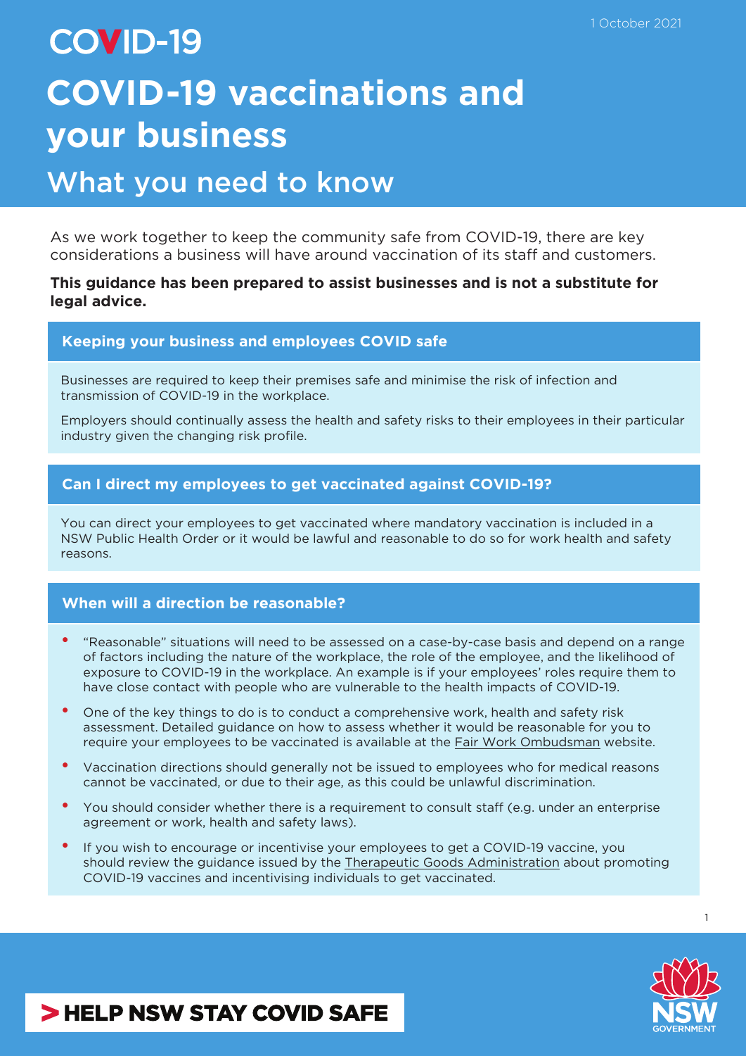1 October 2021

COVID-19

# COVID-19 vaccinations and your business

## What you need to know

As we work together to keep the community safe from COVID-19, there are key considerations a business will have around vaccination of its staff and customers.

**This guidance has been prepared to assist businesses and is not a substitute for legal advice.**

### Keeping your business and employees COVID safe

Businesses are required to keep their premises safe and minimise the risk of infection and transmission of COVID-19 in the workplace.

Employers should continually assess the health and safety risks to their employees in their particular industry given the changing risk profile.

### Can I direct my employees to get vaccinated against COVID-19?

You can direct your employees to get vaccinated where mandatory vaccination is included in a NSW Public Health Order or it would be lawful and reasonable to do so for work health and safety reasons.

### When will a direction be reasonable?

- "Reasonable" situations will need to be assessed on a case-by-case basis and depend on a range of factors including the nature of the workplace, the role of the employee, and the likelihood of exposure to COVID-19 in the workplace. An example is if your employees' roles require them to have close contact with people who are vulnerable to the health impacts of COVID-19.
- One of the key things to do is to conduct a comprehensive work, health and safety risk assessment. Detailed guidance on how to assess whether it would be reasonable for you to require your employees to be vaccinated is available at the Fair Work Ombudsman website.
- Vaccination directions should generally not be issued to employees who for medical reasons cannot be vaccinated, or due to their age, as this could be unlawful discrimination.
- You should consider whether there is a requirement to consult staff (e.g. under an enterprise agreement or work, health and safety laws).
- If you wish to encourage or incentivise your employees to get a COVID-19 vaccine, you should review the guidance issued by the Therapeutic Goods Administration about promoting COVID-19 vaccines and incentivising individuals to get vaccinated.

> HELP NSW STAY COVID SAFE

NSW GOVERNMENT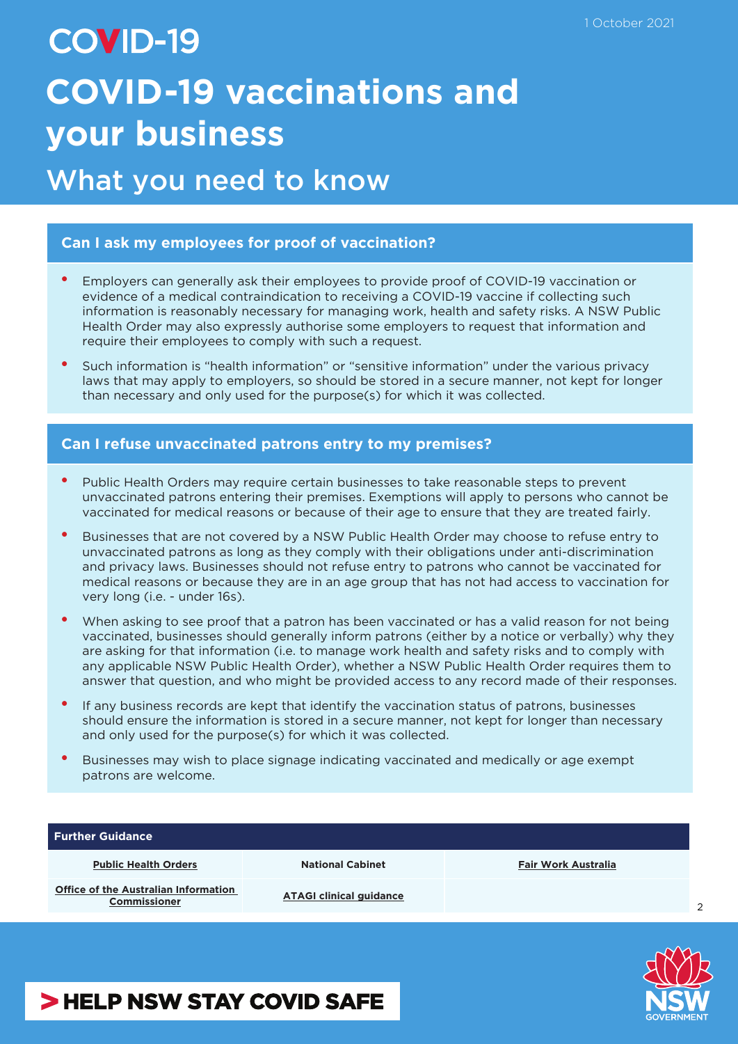1 October 2021

COVID-19

# COVID-19 vaccinations and your business

## What you need to know

### Can I ask my employees for proof of vaccination?

- Employers can generally ask their employees to provide proof of COVID-19 vaccination or evidence of a medical contraindication to receiving a COVID-19 vaccine if collecting such information is reasonably necessary for managing work, health and safety risks. A NSW Public Health Order may also expressly authorise some employers to request that information and require their employees to comply with such a request.
- Such information is "health information" or "sensitive information" under the various privacy laws that may apply to employers, so should be stored in a secure manner, not kept for longer than necessary and only used for the purpose(s) for which it was collected.

### Can I refuse unvaccinated patrons entry to my premises?

- Public Health Orders may require certain businesses to take reasonable steps to prevent unvaccinated patrons entering their premises. Exemptions will apply to persons who cannot be vaccinated for medical reasons or because of their age to ensure that they are treated fairly.
- Businesses that are not covered by a NSW Public Health Order may choose to refuse entry to unvaccinated patrons as long as they comply with their obligations under anti-discrimination and privacy laws. Businesses should not refuse entry to patrons who cannot be vaccinated for medical reasons or because they are in an age group that has not had access to vaccination for very long (i.e. - under 16s).
- When asking to see proof that a patron has been vaccinated or has a valid reason for not being vaccinated, businesses should generally inform patrons (either by a notice or verbally) why they are asking for that information (i.e. to manage work health and safety risks and to comply with any applicable NSW Public Health Order), whether a NSW Public Health Order requires them to answer that question, and who might be provided access to any record made of their responses.
- If any business records are kept that identify the vaccination status of patrons, businesses should ensure the information is stored in a secure manner, not kept for longer than necessary and only used for the purpose(s) for which it was collected.
- Businesses may wish to place signage indicating vaccinated and medically or age exempt patrons are welcome.

| Further Guidance | | |
|---|---|---|
| Public Health Orders | National Cabinet | Fair Work Australia |
| Office of the Australian Information Commissioner | ATAGI clinical guidance | |

> HELP NSW STAY COVID SAFE

NSW GOVERNMENT